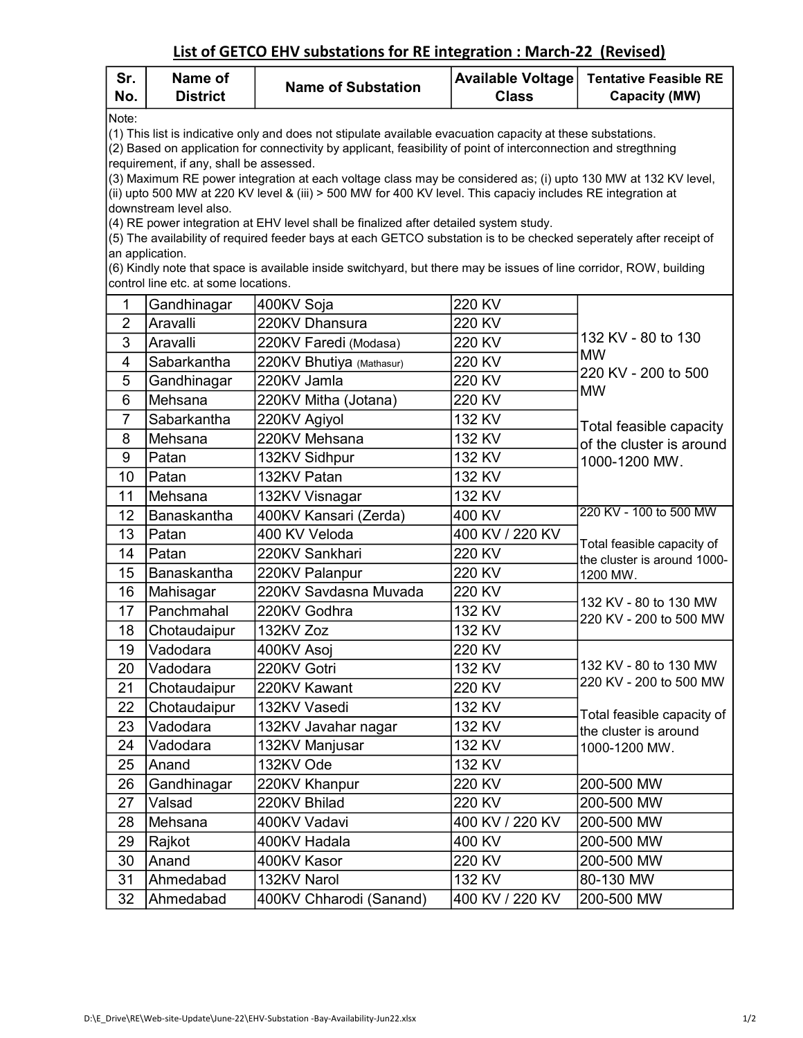## List of GETCO EHV substations for RE integration : March-22 (Revised)

Note:
(1) This list is indicative only and does not stipulate available evacuation capacity at these substations.
(2) Based on application for connectivity by applicant, feasibility of point of interconnection and stregthning requirement, if any, shall be assessed.
(3) Maximum RE power integration at each voltage class may be considered as; (i) upto 130 MW at 132 KV level, (ii) upto 500 MW at 220 KV level & (iii) > 500 MW for 400 KV level. This capaciy includes RE integration at downstream level also.
(4) RE power integration at EHV level shall be finalized after detailed system study.
(5) The availability of required feeder bays at each GETCO substation is to be checked seperately after receipt of an application.
(6) Kindly note that space is available inside switchyard, but there may be issues of line corridor, ROW, building control line etc. at some locations.

| Sr. No. | Name of District | Name of Substation | Available Voltage Class | Tentative Feasible RE Capacity (MW) |
|---|---|---|---|---|
| 1 | Gandhinagar | 400KV Soja | 220 KV | 132 KV - 80 to 130 MW<br>220 KV - 200 to 500 MW<br><br>Total feasible capacity of the cluster is around 1000-1200 MW. |
| 2 | Aravalli | 220KV Dhansura | 220 KV | |
| 3 | Aravalli | 220KV Faredi (Modasa) | 220 KV | |
| 4 | Sabarkantha | 220KV Bhutiya (Mathasur) | 220 KV | |
| 5 | Gandhinagar | 220KV Jamla | 220 KV | |
| 6 | Mehsana | 220KV Mitha (Jotana) | 220 KV | |
| 7 | Sabarkantha | 220KV Agiyol | 132 KV | |
| 8 | Mehsana | 220KV Mehsana | 132 KV | |
| 9 | Patan | 132KV Sidhpur | 132 KV | |
| 10 | Patan | 132KV Patan | 132 KV | |
| 11 | Mehsana | 132KV Visnagar | 132 KV | |
| 12 | Banaskantha | 400KV Kansari (Zerda) | 400 KV | 220 KV - 100 to 500 MW<br><br>Total feasible capacity of the cluster is around 1000-1200 MW. |
| 13 | Patan | 400 KV Veloda | 400 KV / 220 KV | |
| 14 | Patan | 220KV Sankhari | 220 KV | |
| 15 | Banaskantha | 220KV Palanpur | 220 KV | |
| 16 | Mahisagar | 220KV Savdasna Muvada | 220 KV | 132 KV - 80 to 130 MW<br>220 KV - 200 to 500 MW |
| 17 | Panchmahal | 220KV Godhra | 132 KV | |
| 18 | Chotaudaipur | 132KV Zoz | 132 KV | |
| 19 | Vadodara | 400KV Asoj | 220 KV | 132 KV - 80 to 130 MW<br>220 KV - 200 to 500 MW<br><br>Total feasible capacity of the cluster is around 1000-1200 MW. |
| 20 | Vadodara | 220KV Gotri | 132 KV | |
| 21 | Chotaudaipur | 220KV Kawant | 220 KV | |
| 22 | Chotaudaipur | 132KV Vasedi | 132 KV | |
| 23 | Vadodara | 132KV Javahar nagar | 132 KV | |
| 24 | Vadodara | 132KV Manjusar | 132 KV | |
| 25 | Anand | 132KV Ode | 132 KV | |
| 26 | Gandhinagar | 220KV Khanpur | 220 KV | 200-500 MW |
| 27 | Valsad | 220KV Bhilad | 220 KV | 200-500 MW |
| 28 | Mehsana | 400KV Vadavi | 400 KV / 220 KV | 200-500 MW |
| 29 | Rajkot | 400KV Hadala | 400 KV | 200-500 MW |
| 30 | Anand | 400KV Kasor | 220 KV | 200-500 MW |
| 31 | Ahmedabad | 132KV Narol | 132 KV | 80-130 MW |
| 32 | Ahmedabad | 400KV Chharodi (Sanand) | 400 KV / 220 KV | 200-500 MW |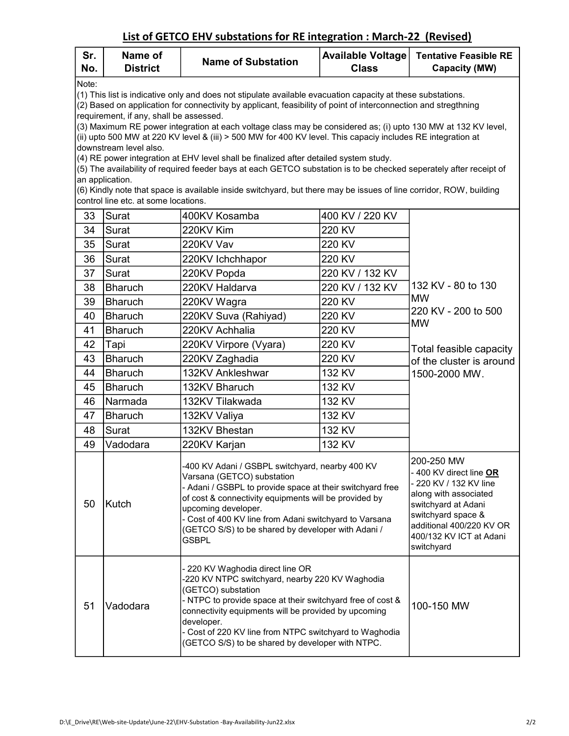## List of GETCO EHV substations for RE integration : March-22 (Revised)

Note:

(1) This list is indicative only and does not stipulate available evacuation capacity at these substations.
(2) Based on application for connectivity by applicant, feasibility of point of interconnection and stregthning requirement, if any, shall be assessed.
(3) Maximum RE power integration at each voltage class may be considered as; (i) upto 130 MW at 132 KV level, (ii) upto 500 MW at 220 KV level & (iii) > 500 MW for 400 KV level. This capaciy includes RE integration at downstream level also.
(4) RE power integration at EHV level shall be finalized after detailed system study.
(5) The availability of required feeder bays at each GETCO substation is to be checked seperately after receipt of an application.
(6) Kindly note that space is available inside switchyard, but there may be issues of line corridor, ROW, building control line etc. at some locations.

| Sr. No. | Name of District | Name of Substation | Available Voltage Class | Tentative Feasible RE Capacity (MW) |
|---|---|---|---|---|
| 33 | Surat | 400KV Kosamba | 400 KV / 220 KV | 132 KV - 80 to 130 MW<br>220 KV - 200 to 500 MW<br>Total feasible capacity of the cluster is around 1500-2000 MW. |
| 34 | Surat | 220KV Kim | 220 KV | |
| 35 | Surat | 220KV Vav | 220 KV | |
| 36 | Surat | 220KV Ichchhapor | 220 KV | |
| 37 | Surat | 220KV Popda | 220 KV / 132 KV | |
| 38 | Bharuch | 220KV Haldarva | 220 KV / 132 KV | |
| 39 | Bharuch | 220KV Wagra | 220 KV | |
| 40 | Bharuch | 220KV Suva (Rahiyad) | 220 KV | |
| 41 | Bharuch | 220KV Achhalia | 220 KV | |
| 42 | Tapi | 220KV Virpore (Vyara) | 220 KV | |
| 43 | Bharuch | 220KV Zaghadia | 220 KV | |
| 44 | Bharuch | 132KV Ankleshwar | 132 KV | |
| 45 | Bharuch | 132KV Bharuch | 132 KV | |
| 46 | Narmada | 132KV Tilakwada | 132 KV | |
| 47 | Bharuch | 132KV Valiya | 132 KV | |
| 48 | Surat | 132KV Bhestan | 132 KV | |
| 49 | Vadodara | 220KV Karjan | 132 KV | |
| 50 | Kutch | -400 KV Adani / GSBPL switchyard, nearby 400 KV Varsana (GETCO) substation<br>- Adani / GSBPL to provide space at their switchyard free of cost & connectivity equipments will be provided by upcoming developer.<br>- Cost of 400 KV line from Adani switchyard to Varsana (GETCO S/S) to be shared by developer with Adani / GSBPL | | 200-250 MW<br>- 400 KV direct line **OR**<br>- 220 KV / 132 KV line along with associated switchyard at Adani switchyard space & additional 400/220 KV OR 400/132 KV ICT at Adani switchyard |
| 51 | Vadodara | - 220 KV Waghodia direct line OR<br>-220 KV NTPC switchyard, nearby 220 KV Waghodia (GETCO) substation<br>- NTPC to provide space at their switchyard free of cost & connectivity equipments will be provided by upcoming developer.<br>- Cost of 220 KV line from NTPC switchyard to Waghodia (GETCO S/S) to be shared by developer with NTPC. | | 100-150 MW |